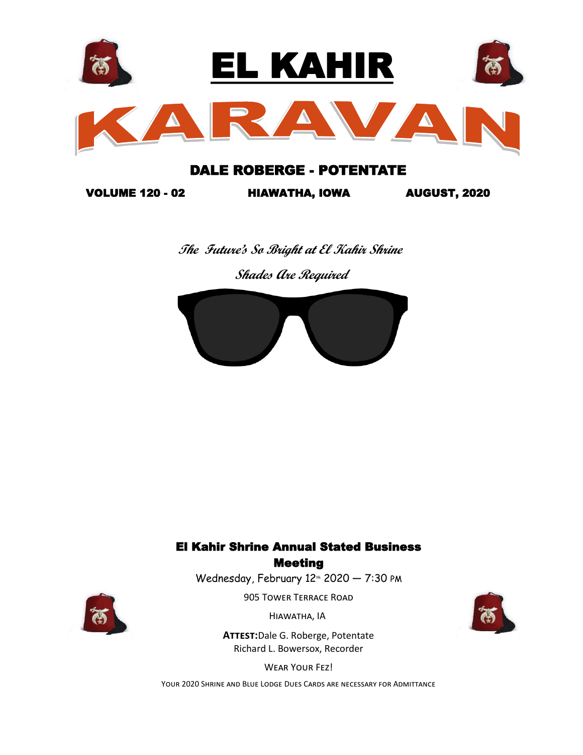# EL KAHIR

# KARAVAN

## DALE ROBERGE - POTENTATE

**VOLUME 120 - 02** **HIAWATHA, IOWA** **AUGUST, 2020**

***The Future's So Bright at El Kahir Shrine***

***Shades Are Required***

## El Kahir Shrine Annual Stated Business Meeting

Wednesday, February 12th 2020 — 7:30 PM

905 Tower Terrace Road

Hiawatha, IA

**Attest:** Dale G. Roberge, Potentate
Richard L. Bowersox, Recorder

Wear Your Fez!

Your 2020 Shrine and Blue Lodge Dues Cards are necessary for Admittance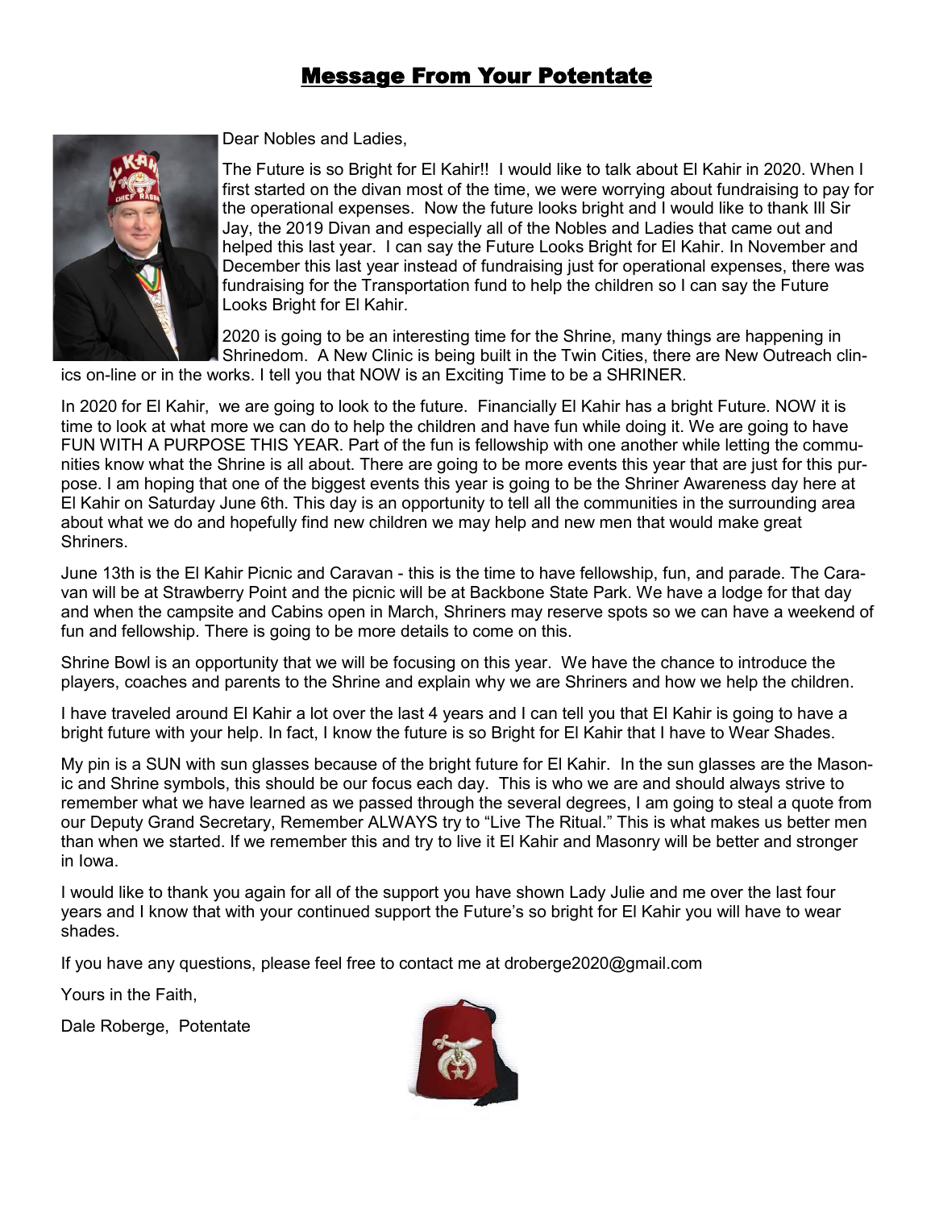# Message From Your Potentate

Dear Nobles and Ladies,

The Future is so Bright for El Kahir!! I would like to talk about El Kahir in 2020. When I first started on the divan most of the time, we were worrying about fundraising to pay for the operational expenses. Now the future looks bright and I would like to thank Ill Sir Jay, the 2019 Divan and especially all of the Nobles and Ladies that came out and helped this last year. I can say the Future Looks Bright for El Kahir. In November and December this last year instead of fundraising just for operational expenses, there was fundraising for the Transportation fund to help the children so I can say the Future Looks Bright for El Kahir.

2020 is going to be an interesting time for the Shrine, many things are happening in Shrinedom. A New Clinic is being built in the Twin Cities, there are New Outreach clinics on-line or in the works. I tell you that NOW is an Exciting Time to be a SHRINER.

In 2020 for El Kahir, we are going to look to the future. Financially El Kahir has a bright Future. NOW it is time to look at what more we can do to help the children and have fun while doing it. We are going to have FUN WITH A PURPOSE THIS YEAR. Part of the fun is fellowship with one another while letting the communities know what the Shrine is all about. There are going to be more events this year that are just for this purpose. I am hoping that one of the biggest events this year is going to be the Shriner Awareness day here at El Kahir on Saturday June 6th. This day is an opportunity to tell all the communities in the surrounding area about what we do and hopefully find new children we may help and new men that would make great Shriners.

June 13th is the El Kahir Picnic and Caravan - this is the time to have fellowship, fun, and parade. The Caravan will be at Strawberry Point and the picnic will be at Backbone State Park. We have a lodge for that day and when the campsite and Cabins open in March, Shriners may reserve spots so we can have a weekend of fun and fellowship. There is going to be more details to come on this.

Shrine Bowl is an opportunity that we will be focusing on this year. We have the chance to introduce the players, coaches and parents to the Shrine and explain why we are Shriners and how we help the children.

I have traveled around El Kahir a lot over the last 4 years and I can tell you that El Kahir is going to have a bright future with your help. In fact, I know the future is so Bright for El Kahir that I have to Wear Shades.

My pin is a SUN with sun glasses because of the bright future for El Kahir. In the sun glasses are the Masonic and Shrine symbols, this should be our focus each day. This is who we are and should always strive to remember what we have learned as we passed through the several degrees, I am going to steal a quote from our Deputy Grand Secretary, Remember ALWAYS try to "Live The Ritual." This is what makes us better men than when we started. If we remember this and try to live it El Kahir and Masonry will be better and stronger in Iowa.

I would like to thank you again for all of the support you have shown Lady Julie and me over the last four years and I know that with your continued support the Future's so bright for El Kahir you will have to wear shades.

If you have any questions, please feel free to contact me at droberge2020@gmail.com

Yours in the Faith,

Dale Roberge, Potentate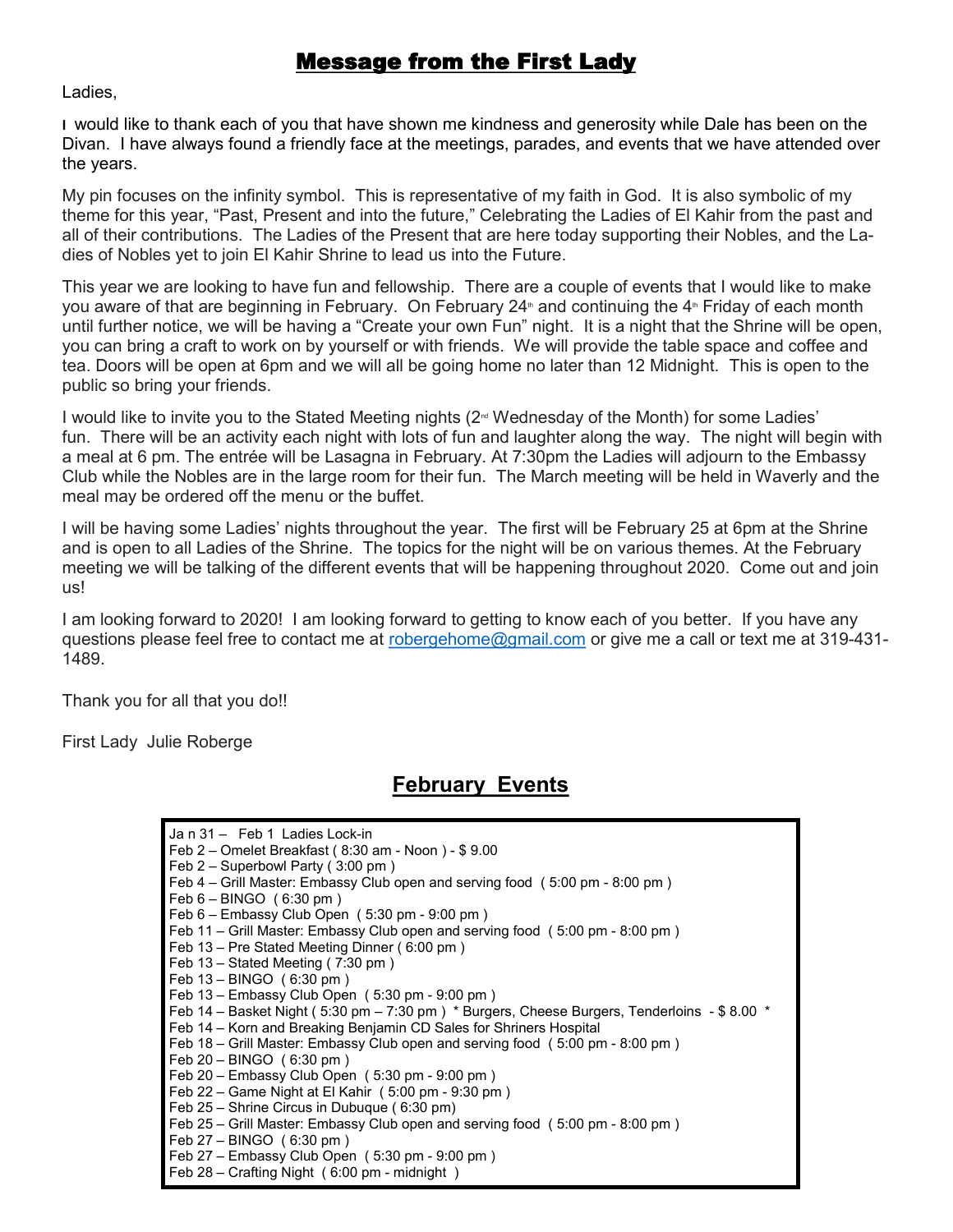## Message from the First Lady

Ladies,

I would like to thank each of you that have shown me kindness and generosity while Dale has been on the Divan. I have always found a friendly face at the meetings, parades, and events that we have attended over the years.

My pin focuses on the infinity symbol. This is representative of my faith in God. It is also symbolic of my theme for this year, "Past, Present and into the future," Celebrating the Ladies of El Kahir from the past and all of their contributions. The Ladies of the Present that are here today supporting their Nobles, and the Ladies of Nobles yet to join El Kahir Shrine to lead us into the Future.

This year we are looking to have fun and fellowship. There are a couple of events that I would like to make you aware of that are beginning in February. On February 24th and continuing the 4th Friday of each month until further notice, we will be having a "Create your own Fun" night. It is a night that the Shrine will be open, you can bring a craft to work on by yourself or with friends. We will provide the table space and coffee and tea. Doors will be open at 6pm and we will all be going home no later than 12 Midnight. This is open to the public so bring your friends.

I would like to invite you to the Stated Meeting nights (2nd Wednesday of the Month) for some Ladies' fun. There will be an activity each night with lots of fun and laughter along the way. The night will begin with a meal at 6 pm. The entrée will be Lasagna in February. At 7:30pm the Ladies will adjourn to the Embassy Club while the Nobles are in the large room for their fun. The March meeting will be held in Waverly and the meal may be ordered off the menu or the buffet.

I will be having some Ladies' nights throughout the year. The first will be February 25 at 6pm at the Shrine and is open to all Ladies of the Shrine. The topics for the night will be on various themes. At the February meeting we will be talking of the different events that will be happening throughout 2020. Come out and join us!

I am looking forward to 2020! I am looking forward to getting to know each of you better. If you have any questions please feel free to contact me at robergehome@gmail.com or give me a call or text me at 319-431-1489.

Thank you for all that you do!!

First Lady Julie Roberge

## February Events

Ja n 31 – Feb 1 Ladies Lock-in
Feb 2 – Omelet Breakfast ( 8:30 am - Noon ) - $ 9.00
Feb 2 – Superbowl Party ( 3:00 pm )
Feb 4 – Grill Master: Embassy Club open and serving food ( 5:00 pm - 8:00 pm )
Feb 6 – BINGO ( 6:30 pm )
Feb 6 – Embassy Club Open ( 5:30 pm - 9:00 pm )
Feb 11 – Grill Master: Embassy Club open and serving food ( 5:00 pm - 8:00 pm )
Feb 13 – Pre Stated Meeting Dinner ( 6:00 pm )
Feb 13 – Stated Meeting ( 7:30 pm )
Feb 13 – BINGO ( 6:30 pm )
Feb 13 – Embassy Club Open ( 5:30 pm - 9:00 pm )
Feb 14 – Basket Night ( 5:30 pm – 7:30 pm ) * Burgers, Cheese Burgers, Tenderloins - $ 8.00 *
Feb 14 – Korn and Breaking Benjamin CD Sales for Shriners Hospital
Feb 18 – Grill Master: Embassy Club open and serving food ( 5:00 pm - 8:00 pm )
Feb 20 – BINGO ( 6:30 pm )
Feb 20 – Embassy Club Open ( 5:30 pm - 9:00 pm )
Feb 22 – Game Night at El Kahir ( 5:00 pm - 9:30 pm )
Feb 25 – Shrine Circus in Dubuque ( 6:30 pm)
Feb 25 – Grill Master: Embassy Club open and serving food ( 5:00 pm - 8:00 pm )
Feb 27 – BINGO ( 6:30 pm )
Feb 27 – Embassy Club Open ( 5:30 pm - 9:00 pm )
Feb 28 – Crafting Night ( 6:00 pm - midnight )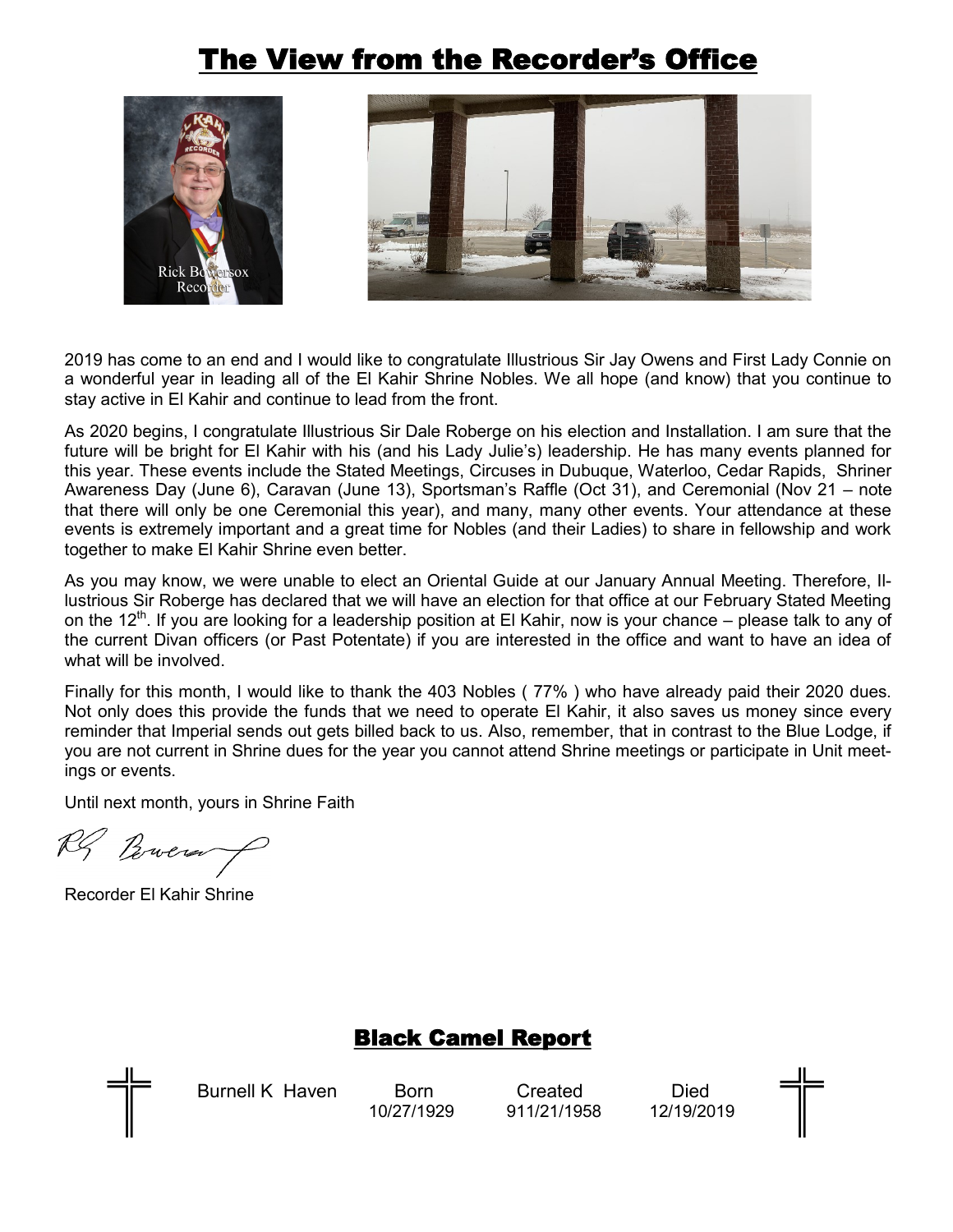# The View from the Recorder's Office

2019 has come to an end and I would like to congratulate Illustrious Sir Jay Owens and First Lady Connie on a wonderful year in leading all of the El Kahir Shrine Nobles. We all hope (and know) that you continue to stay active in El Kahir and continue to lead from the front.

As 2020 begins, I congratulate Illustrious Sir Dale Roberge on his election and Installation. I am sure that the future will be bright for El Kahir with his (and his Lady Julie's) leadership. He has many events planned for this year. These events include the Stated Meetings, Circuses in Dubuque, Waterloo, Cedar Rapids, Shriner Awareness Day (June 6), Caravan (June 13), Sportsman's Raffle (Oct 31), and Ceremonial (Nov 21 – note that there will only be one Ceremonial this year), and many, many other events. Your attendance at these events is extremely important and a great time for Nobles (and their Ladies) to share in fellowship and work together to make El Kahir Shrine even better.

As you may know, we were unable to elect an Oriental Guide at our January Annual Meeting. Therefore, Illustrious Sir Roberge has declared that we will have an election for that office at our February Stated Meeting on the 12th. If you are looking for a leadership position at El Kahir, now is your chance – please talk to any of the current Divan officers (or Past Potentate) if you are interested in the office and want to have an idea of what will be involved.

Finally for this month, I would like to thank the 403 Nobles ( 77% ) who have already paid their 2020 dues. Not only does this provide the funds that we need to operate El Kahir, it also saves us money since every reminder that Imperial sends out gets billed back to us. Also, remember, that in contrast to the Blue Lodge, if you are not current in Shrine dues for the year you cannot attend Shrine meetings or participate in Unit meetings or events.

Until next month, yours in Shrine Faith

Recorder El Kahir Shrine

## Black Camel Report

| | Born | Created | Died |
|---|---|---|---|
| Burnell K Haven | 10/27/1929 | 911/21/1958 | 12/19/2019 |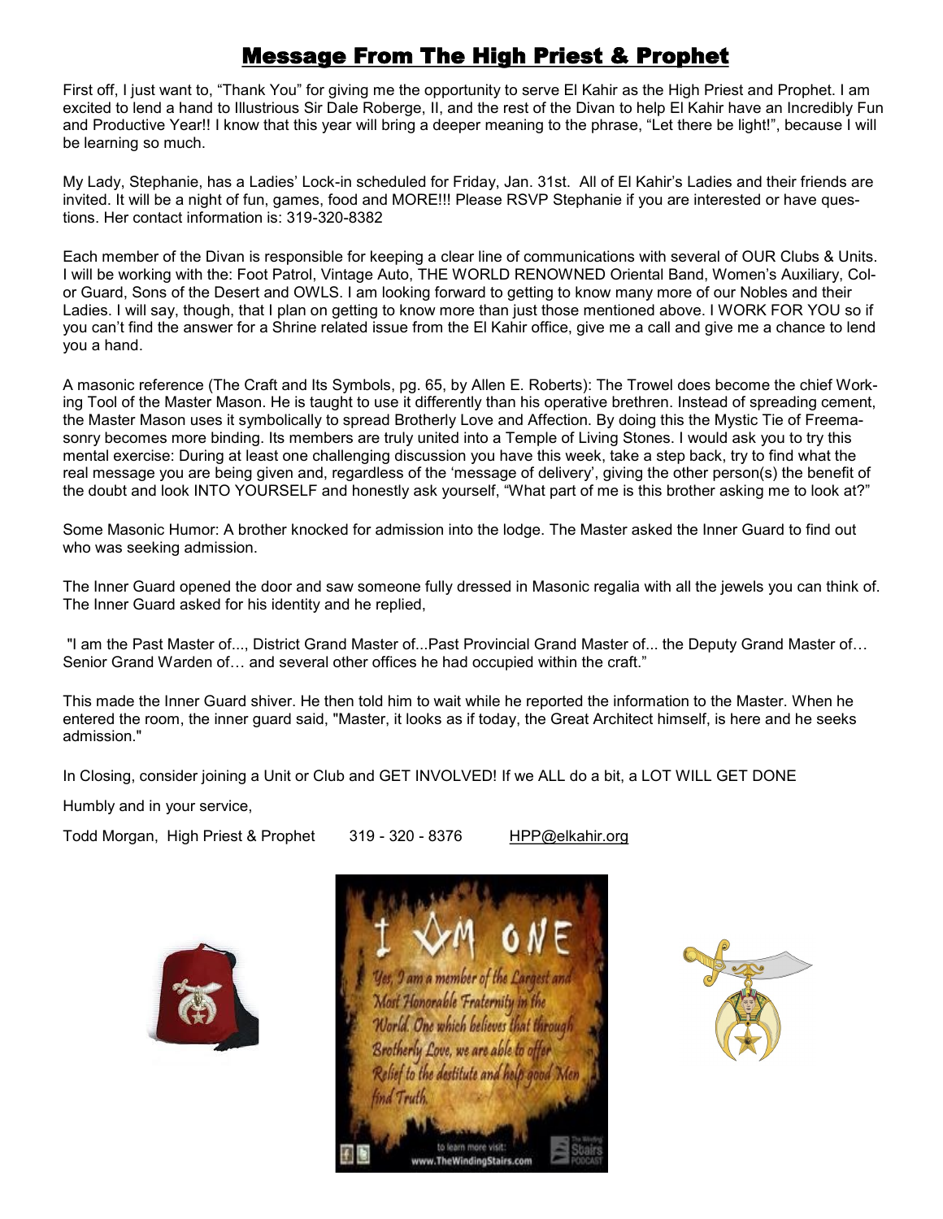# Message From The High Priest & Prophet

First off, I just want to, "Thank You" for giving me the opportunity to serve El Kahir as the High Priest and Prophet. I am excited to lend a hand to Illustrious Sir Dale Roberge, II, and the rest of the Divan to help El Kahir have an Incredibly Fun and Productive Year!! I know that this year will bring a deeper meaning to the phrase, "Let there be light!", because I will be learning so much.

My Lady, Stephanie, has a Ladies' Lock-in scheduled for Friday, Jan. 31st. All of El Kahir's Ladies and their friends are invited. It will be a night of fun, games, food and MORE!!! Please RSVP Stephanie if you are interested or have questions. Her contact information is: 319-320-8382

Each member of the Divan is responsible for keeping a clear line of communications with several of OUR Clubs & Units. I will be working with the: Foot Patrol, Vintage Auto, THE WORLD RENOWNED Oriental Band, Women's Auxiliary, Color Guard, Sons of the Desert and OWLS. I am looking forward to getting to know many more of our Nobles and their Ladies. I will say, though, that I plan on getting to know more than just those mentioned above. I WORK FOR YOU so if you can't find the answer for a Shrine related issue from the El Kahir office, give me a call and give me a chance to lend you a hand.

A masonic reference (The Craft and Its Symbols, pg. 65, by Allen E. Roberts): The Trowel does become the chief Working Tool of the Master Mason. He is taught to use it differently than his operative brethren. Instead of spreading cement, the Master Mason uses it symbolically to spread Brotherly Love and Affection. By doing this the Mystic Tie of Freemasonry becomes more binding. Its members are truly united into a Temple of Living Stones. I would ask you to try this mental exercise: During at least one challenging discussion you have this week, take a step back, try to find what the real message you are being given and, regardless of the 'message of delivery', giving the other person(s) the benefit of the doubt and look INTO YOURSELF and honestly ask yourself, "What part of me is this brother asking me to look at?"

Some Masonic Humor: A brother knocked for admission into the lodge. The Master asked the Inner Guard to find out who was seeking admission.

The Inner Guard opened the door and saw someone fully dressed in Masonic regalia with all the jewels you can think of. The Inner Guard asked for his identity and he replied,

"I am the Past Master of..., District Grand Master of...Past Provincial Grand Master of... the Deputy Grand Master of… Senior Grand Warden of… and several other offices he had occupied within the craft."

This made the Inner Guard shiver. He then told him to wait while he reported the information to the Master. When he entered the room, the inner guard said, "Master, it looks as if today, the Great Architect himself, is here and he seeks admission."

In Closing, consider joining a Unit or Club and GET INVOLVED! If we ALL do a bit, a LOT WILL GET DONE

Humbly and in your service,

Todd Morgan, High Priest & Prophet 319 - 320 - 8376 HPP@elkahir.org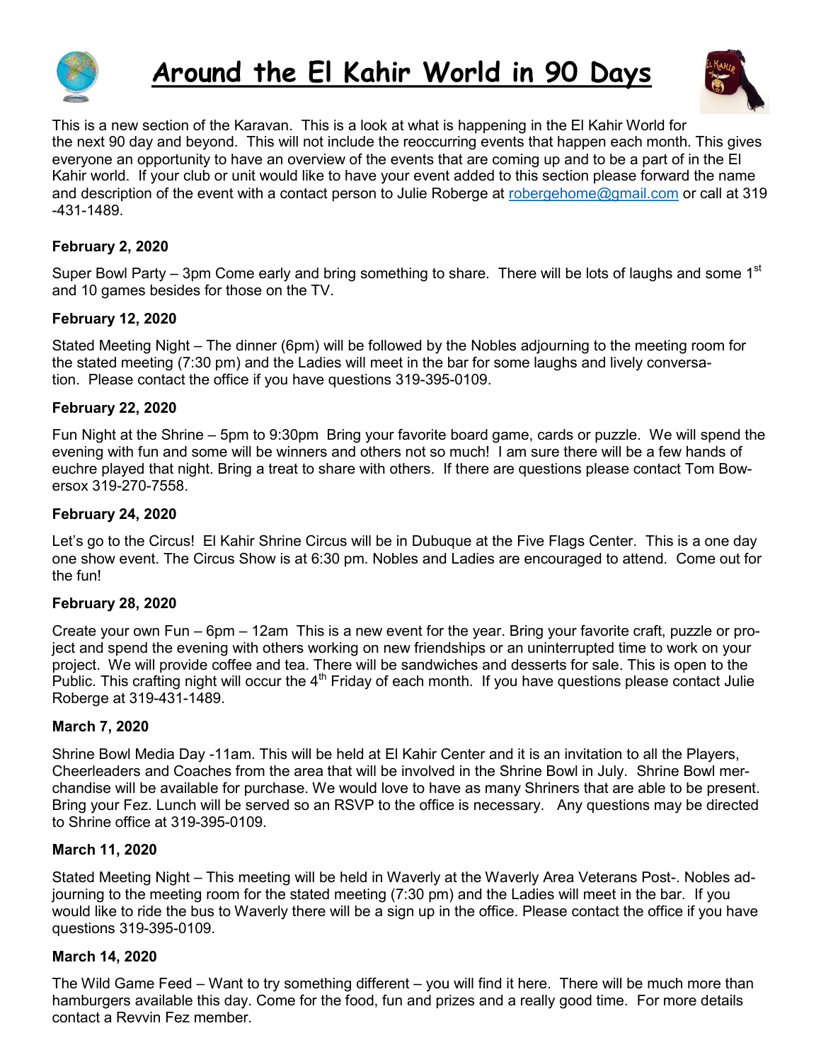# Around the El Kahir World in 90 Days

This is a new section of the Karavan. This is a look at what is happening in the El Kahir World for the next 90 day and beyond. This will not include the reoccurring events that happen each month. This gives everyone an opportunity to have an overview of the events that are coming up and to be a part of in the El Kahir world. If your club or unit would like to have your event added to this section please forward the name and description of the event with a contact person to Julie Roberge at robergehome@gmail.com or call at 319-431-1489.

**February 2, 2020**

Super Bowl Party – 3pm Come early and bring something to share. There will be lots of laughs and some 1st and 10 games besides for those on the TV.

**February 12, 2020**

Stated Meeting Night – The dinner (6pm) will be followed by the Nobles adjourning to the meeting room for the stated meeting (7:30 pm) and the Ladies will meet in the bar for some laughs and lively conversation. Please contact the office if you have questions 319-395-0109.

**February 22, 2020**

Fun Night at the Shrine – 5pm to 9:30pm Bring your favorite board game, cards or puzzle. We will spend the evening with fun and some will be winners and others not so much! I am sure there will be a few hands of euchre played that night. Bring a treat to share with others. If there are questions please contact Tom Bowersox 319-270-7558.

**February 24, 2020**

Let's go to the Circus! El Kahir Shrine Circus will be in Dubuque at the Five Flags Center. This is a one day one show event. The Circus Show is at 6:30 pm. Nobles and Ladies are encouraged to attend. Come out for the fun!

**February 28, 2020**

Create your own Fun – 6pm – 12am This is a new event for the year. Bring your favorite craft, puzzle or project and spend the evening with others working on new friendships or an uninterrupted time to work on your project. We will provide coffee and tea. There will be sandwiches and desserts for sale. This is open to the Public. This crafting night will occur the 4th Friday of each month. If you have questions please contact Julie Roberge at 319-431-1489.

**March 7, 2020**

Shrine Bowl Media Day -11am. This will be held at El Kahir Center and it is an invitation to all the Players, Cheerleaders and Coaches from the area that will be involved in the Shrine Bowl in July. Shrine Bowl merchandise will be available for purchase. We would love to have as many Shriners that are able to be present. Bring your Fez. Lunch will be served so an RSVP to the office is necessary. Any questions may be directed to Shrine office at 319-395-0109.

**March 11, 2020**

Stated Meeting Night – This meeting will be held in Waverly at the Waverly Area Veterans Post-. Nobles adjourning to the meeting room for the stated meeting (7:30 pm) and the Ladies will meet in the bar. If you would like to ride the bus to Waverly there will be a sign up in the office. Please contact the office if you have questions 319-395-0109.

**March 14, 2020**

The Wild Game Feed – Want to try something different – you will find it here. There will be much more than hamburgers available this day. Come for the food, fun and prizes and a really good time. For more details contact a Revvin Fez member.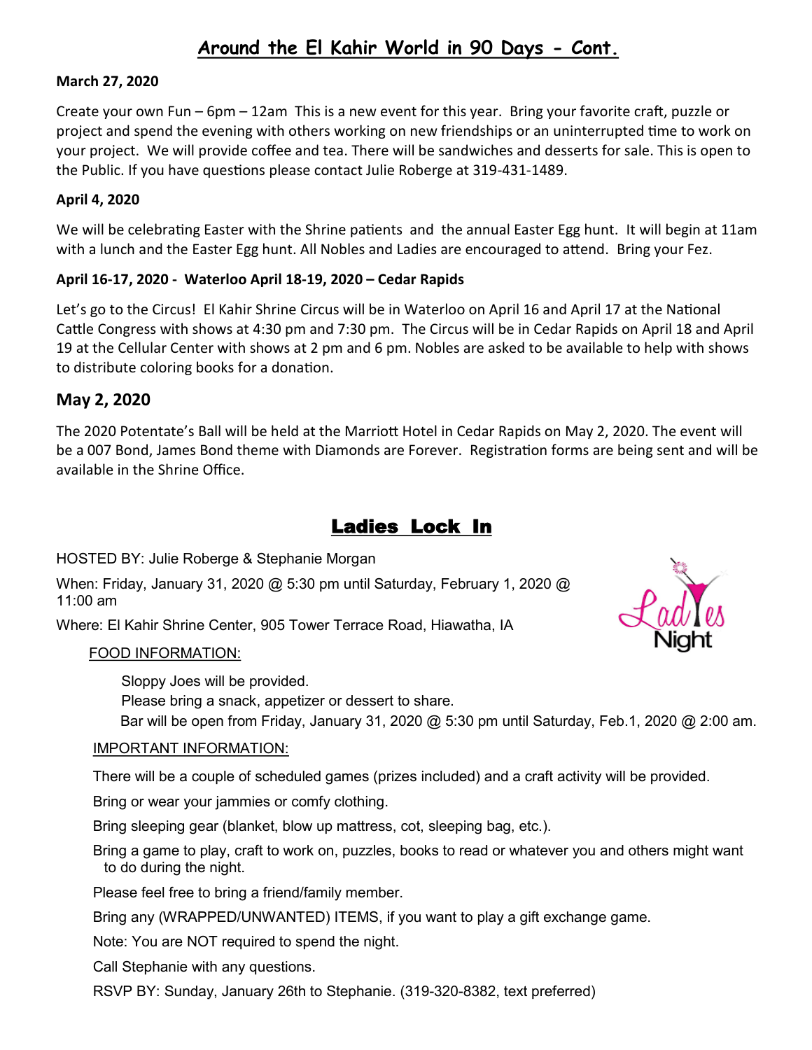# Around the El Kahir World in 90 Days - Cont.

**March 27, 2020**

Create your own Fun – 6pm – 12am This is a new event for this year. Bring your favorite craft, puzzle or project and spend the evening with others working on new friendships or an uninterrupted time to work on your project. We will provide coffee and tea. There will be sandwiches and desserts for sale. This is open to the Public. If you have questions please contact Julie Roberge at 319-431-1489.

**April 4, 2020**

We will be celebrating Easter with the Shrine patients and the annual Easter Egg hunt. It will begin at 11am with a lunch and the Easter Egg hunt. All Nobles and Ladies are encouraged to attend. Bring your Fez.

**April 16-17, 2020 - Waterloo April 18-19, 2020 – Cedar Rapids**

Let's go to the Circus! El Kahir Shrine Circus will be in Waterloo on April 16 and April 17 at the National Cattle Congress with shows at 4:30 pm and 7:30 pm. The Circus will be in Cedar Rapids on April 18 and April 19 at the Cellular Center with shows at 2 pm and 6 pm. Nobles are asked to be available to help with shows to distribute coloring books for a donation.

## May 2, 2020

The 2020 Potentate's Ball will be held at the Marriott Hotel in Cedar Rapids on May 2, 2020. The event will be a 007 Bond, James Bond theme with Diamonds are Forever. Registration forms are being sent and will be available in the Shrine Office.

## Ladies Lock In

HOSTED BY: Julie Roberge & Stephanie Morgan

When: Friday, January 31, 2020 @ 5:30 pm until Saturday, February 1, 2020 @ 11:00 am

Where: El Kahir Shrine Center, 905 Tower Terrace Road, Hiawatha, IA

Ladies Night

FOOD INFORMATION:

Sloppy Joes will be provided.
Please bring a snack, appetizer or dessert to share.
Bar will be open from Friday, January 31, 2020 @ 5:30 pm until Saturday, Feb.1, 2020 @ 2:00 am.

IMPORTANT INFORMATION:

There will be a couple of scheduled games (prizes included) and a craft activity will be provided.

Bring or wear your jammies or comfy clothing.

Bring sleeping gear (blanket, blow up mattress, cot, sleeping bag, etc.).

Bring a game to play, craft to work on, puzzles, books to read or whatever you and others might want to do during the night.

Please feel free to bring a friend/family member.

Bring any (WRAPPED/UNWANTED) ITEMS, if you want to play a gift exchange game.

Note: You are NOT required to spend the night.

Call Stephanie with any questions.

RSVP BY: Sunday, January 26th to Stephanie. (319-320-8382, text preferred)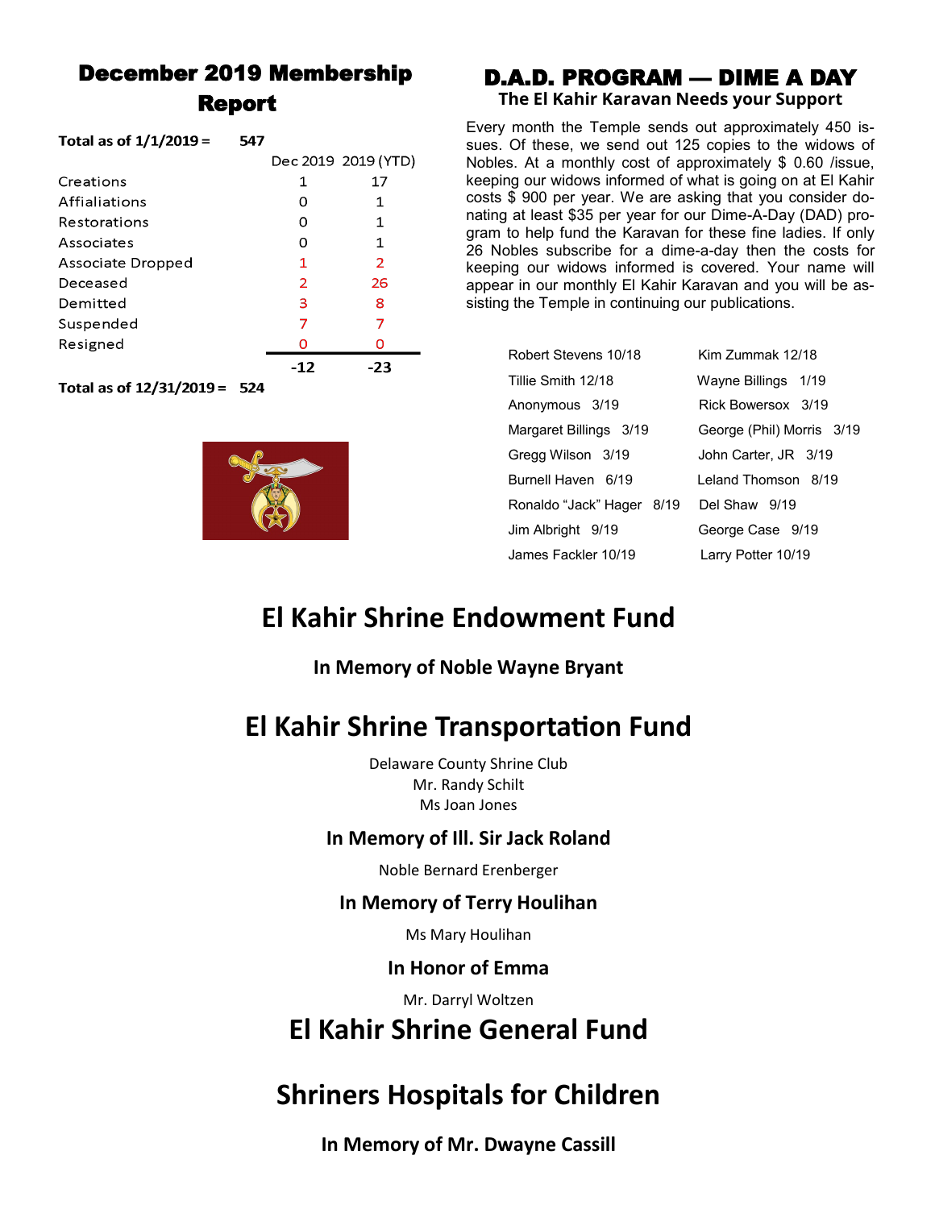## December 2019 Membership Report

**Total as of 1/1/2019 = 547**

| | Dec 2019 | 2019 (YTD) |
|---|---|---|
| Creations | 1 | 17 |
| Affialiations | 0 | 1 |
| Restorations | 0 | 1 |
| Associates | 0 | 1 |
| Associate Dropped | 1 | 2 |
| Deceased | 2 | 26 |
| Demitted | 3 | 8 |
| Suspended | 7 | 7 |
| Resigned | 0 | 0 |
| | **-12** | **-23** |

**Total as of 12/31/2019 = 524**

## D.A.D. PROGRAM — DIME A DAY

### The El Kahir Karavan Needs your Support

Every month the Temple sends out approximately 450 issues. Of these, we send out 125 copies to the widows of Nobles. At a monthly cost of approximately $ 0.60 /issue, keeping our widows informed of what is going on at El Kahir costs $ 900 per year. We are asking that you consider donating at least $35 per year for our Dime-A-Day (DAD) program to help fund the Karavan for these fine ladies. If only 26 Nobles subscribe for a dime-a-day then the costs for keeping our widows informed is covered. Your name will appear in our monthly El Kahir Karavan and you will be assisting the Temple in continuing our publications.

| | |
|---|---|
| Robert Stevens 10/18 | Kim Zummak 12/18 |
| Tillie Smith 12/18 | Wayne Billings 1/19 |
| Anonymous 3/19 | Rick Bowersox 3/19 |
| Margaret Billings 3/19 | George (Phil) Morris 3/19 |
| Gregg Wilson 3/19 | John Carter, JR 3/19 |
| Burnell Haven 6/19 | Leland Thomson 8/19 |
| Ronaldo "Jack" Hager 8/19 | Del Shaw 9/19 |
| Jim Albright 9/19 | George Case 9/19 |
| James Fackler 10/19 | Larry Potter 10/19 |

# El Kahir Shrine Endowment Fund

### In Memory of Noble Wayne Bryant

# El Kahir Shrine Transportation Fund

Delaware County Shrine Club
Mr. Randy Schilt
Ms Joan Jones

### In Memory of Ill. Sir Jack Roland

Noble Bernard Erenberger

### In Memory of Terry Houlihan

Ms Mary Houlihan

### In Honor of Emma

Mr. Darryl Woltzen

# El Kahir Shrine General Fund

# Shriners Hospitals for Children

### In Memory of Mr. Dwayne Cassill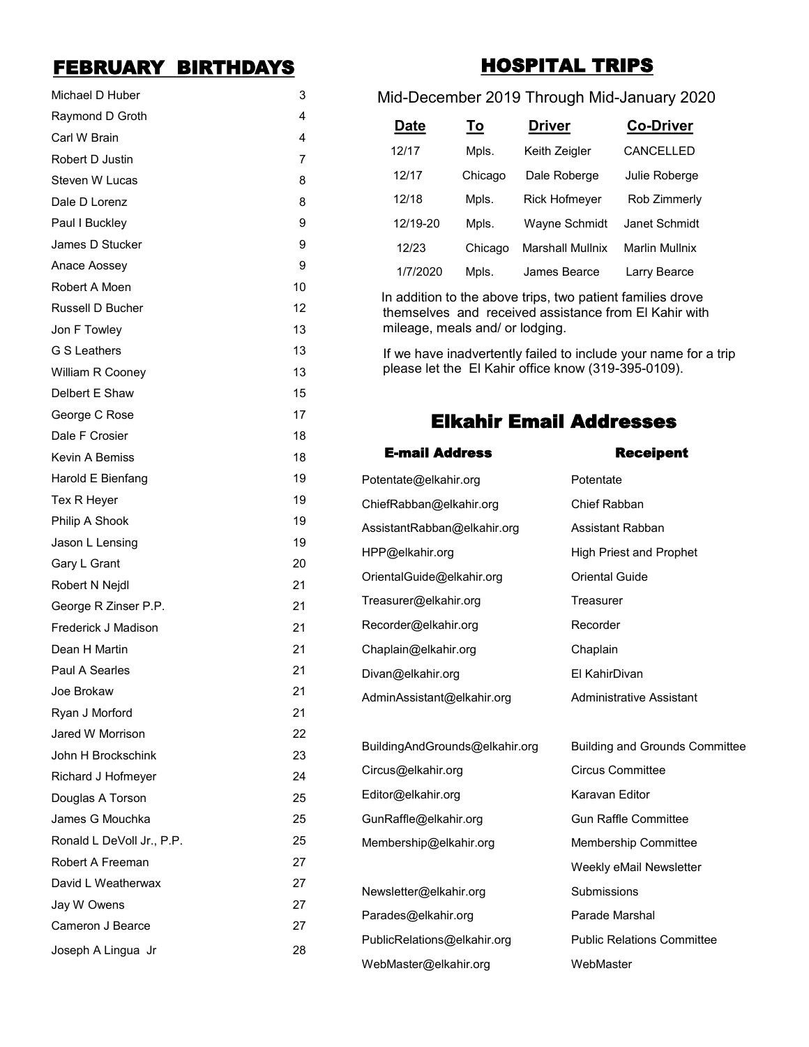## FEBRUARY BIRTHDAYS

| | |
|---|---|
| Michael D Huber | 3 |
| Raymond D Groth | 4 |
| Carl W Brain | 4 |
| Robert D Justin | 7 |
| Steven W Lucas | 8 |
| Dale D Lorenz | 8 |
| Paul I Buckley | 9 |
| James D Stucker | 9 |
| Anace Aossey | 9 |
| Robert A Moen | 10 |
| Russell D Bucher | 12 |
| Jon F Towley | 13 |
| G S Leathers | 13 |
| William R Cooney | 13 |
| Delbert E Shaw | 15 |
| George C Rose | 17 |
| Dale F Crosier | 18 |
| Kevin A Bemiss | 18 |
| Harold E Bienfang | 19 |
| Tex R Heyer | 19 |
| Philip A Shook | 19 |
| Jason L Lensing | 19 |
| Gary L Grant | 20 |
| Robert N Nejdl | 21 |
| George R Zinser P.P. | 21 |
| Frederick J Madison | 21 |
| Dean H Martin | 21 |
| Paul A Searles | 21 |
| Joe Brokaw | 21 |
| Ryan J Morford | 21 |
| Jared W Morrison | 22 |
| John H Brockschink | 23 |
| Richard J Hofmeyer | 24 |
| Douglas A Torson | 25 |
| James G Mouchka | 25 |
| Ronald L DeVoll Jr., P.P. | 25 |
| Robert A Freeman | 27 |
| David L Weatherwax | 27 |
| Jay W Owens | 27 |
| Cameron J Bearce | 27 |
| Joseph A Lingua Jr | 28 |

## HOSPITAL TRIPS

Mid-December 2019 Through Mid-January 2020

| Date | To | Driver | Co-Driver |
|---|---|---|---|
| 12/17 | Mpls. | Keith Zeigler | CANCELLED |
| 12/17 | Chicago | Dale Roberge | Julie Roberge |
| 12/18 | Mpls. | Rick Hofmeyer | Rob Zimmerly |
| 12/19-20 | Mpls. | Wayne Schmidt | Janet Schmidt |
| 12/23 | Chicago | Marshall Mullnix | Marlin Mullnix |
| 1/7/2020 | Mpls. | James Bearce | Larry Bearce |

In addition to the above trips, two patient families drove themselves and received assistance from El Kahir with mileage, meals and/ or lodging.

If we have inadvertently failed to include your name for a trip please let the El Kahir office know (319-395-0109).

## Elkahir Email Addresses

| E-mail Address | Receipent |
|---|---|
| Potentate@elkahir.org | Potentate |
| ChiefRabban@elkahir.org | Chief Rabban |
| AssistantRabban@elkahir.org | Assistant Rabban |
| HPP@elkahir.org | High Priest and Prophet |
| OrientalGuide@elkahir.org | Oriental Guide |
| Treasurer@elkahir.org | Treasurer |
| Recorder@elkahir.org | Recorder |
| Chaplain@elkahir.org | Chaplain |
| Divan@elkahir.org | El KahirDivan |
| AdminAssistant@elkahir.org | Administrative Assistant |
| BuildingAndGrounds@elkahir.org | Building and Grounds Committee |
| Circus@elkahir.org | Circus Committee |
| Editor@elkahir.org | Karavan Editor |
| GunRaffle@elkahir.org | Gun Raffle Committee |
| Membership@elkahir.org | Membership Committee |
| Newsletter@elkahir.org | Weekly eMail Newsletter Submissions |
| Parades@elkahir.org | Parade Marshal |
| PublicRelations@elkahir.org | Public Relations Committee |
| WebMaster@elkahir.org | WebMaster |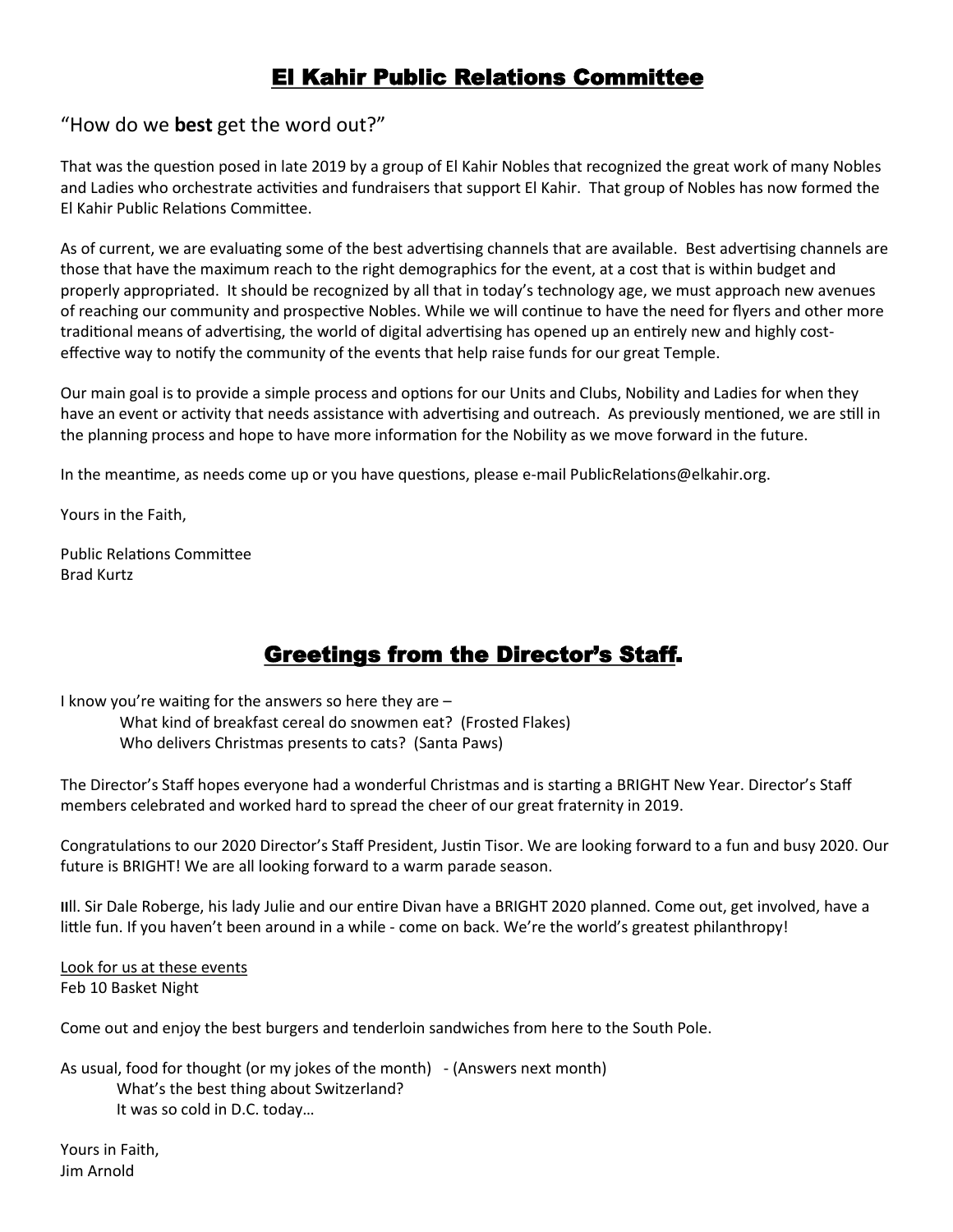## El Kahir Public Relations Committee

"How do we **best** get the word out?"

That was the question posed in late 2019 by a group of El Kahir Nobles that recognized the great work of many Nobles and Ladies who orchestrate activities and fundraisers that support El Kahir. That group of Nobles has now formed the El Kahir Public Relations Committee.

As of current, we are evaluating some of the best advertising channels that are available. Best advertising channels are those that have the maximum reach to the right demographics for the event, at a cost that is within budget and properly appropriated. It should be recognized by all that in today's technology age, we must approach new avenues of reaching our community and prospective Nobles. While we will continue to have the need for flyers and other more traditional means of advertising, the world of digital advertising has opened up an entirely new and highly cost-effective way to notify the community of the events that help raise funds for our great Temple.

Our main goal is to provide a simple process and options for our Units and Clubs, Nobility and Ladies for when they have an event or activity that needs assistance with advertising and outreach. As previously mentioned, we are still in the planning process and hope to have more information for the Nobility as we move forward in the future.

In the meantime, as needs come up or you have questions, please e-mail PublicRelations@elkahir.org.

Yours in the Faith,

Public Relations Committee
Brad Kurtz

## Greetings from the Director's Staff.

I know you're waiting for the answers so here they are –

What kind of breakfast cereal do snowmen eat? (Frosted Flakes)
Who delivers Christmas presents to cats? (Santa Paws)

The Director's Staff hopes everyone had a wonderful Christmas and is starting a BRIGHT New Year. Director's Staff members celebrated and worked hard to spread the cheer of our great fraternity in 2019.

Congratulations to our 2020 Director's Staff President, Justin Tisor. We are looking forward to a fun and busy 2020. Our future is BRIGHT! We are all looking forward to a warm parade season.

Ill. Sir Dale Roberge, his lady Julie and our entire Divan have a BRIGHT 2020 planned. Come out, get involved, have a little fun. If you haven't been around in a while - come on back. We're the world's greatest philanthropy!

Look for us at these events
Feb 10 Basket Night

Come out and enjoy the best burgers and tenderloin sandwiches from here to the South Pole.

As usual, food for thought (or my jokes of the month) - (Answers next month)

What's the best thing about Switzerland?
It was so cold in D.C. today…

Yours in Faith,
Jim Arnold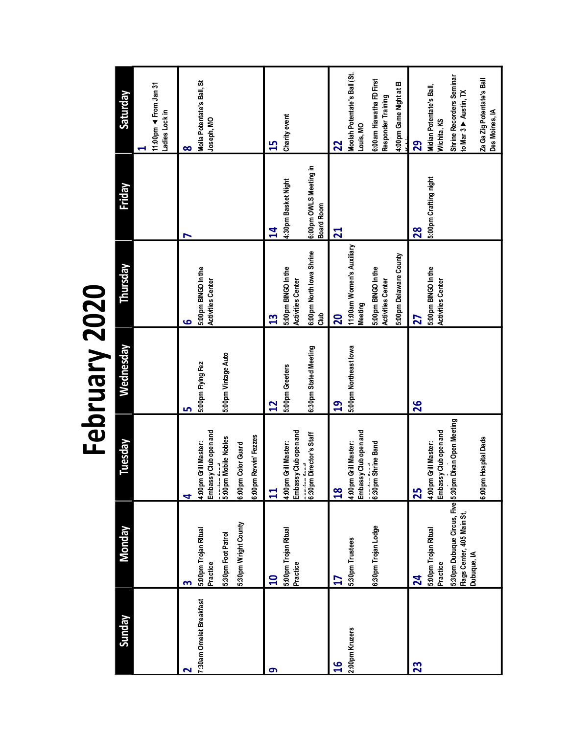# February 2020

| Sunday | Monday | Tuesday | Wednesday | Thursday | Friday | Saturday |
| --- | --- | --- | --- | --- | --- | --- |
| | | | | | | **1**<br>11:00pm ◄ From Jan 31 Ladies Lock in |
| **2**<br>7:30am Omelet Breakfast | **3**<br>5:00pm Trojan Ritual Practice<br>5:30pm Foot Patrol<br>5:30pm Wright County | **4**<br>4:00pm Grill Master: Embassy Club open and serving food<br>5:00pm Mobile Nobles<br>6:00pm Color Guard<br>6:00pm Revvin' Fezzes | **5**<br>5:00pm Flying Fez<br>5:00pm Vintage Auto | **6**<br>5:00pm BINGO In the Activities Center | **7** | **8**<br>Moila Potentate's Ball, St Joseph, MO |
| **9** | **10**<br>5:00pm Trojan Ritual Practice | **11**<br>4:00pm Grill Master: Embassy Club open and serving food<br>6:30pm Director's Staff | **12**<br>5:00pm Greeters<br>6:30pm Stated Meeting | **13**<br>5:00pm BINGO In the Activities Center<br>6:00pm North Iowa Shrine Club | **14**<br>4:30pm Basket Night<br>6:00pm OWLS Meeting in Board Room | **15**<br>Charity event |
| **16**<br>2:00pm Kruzers | **17**<br>5:30pm Trustees<br>6:30pm Trojan Lodge | **18**<br>4:00pm Grill Master: Embassy Club open and serving food<br>6:30pm Shrine Band | **19**<br>5:00pm Northeast Iowa | **20**<br>11:00am Women's Auxiliary Meeting<br>5:00pm BINGO In the Activities Center<br>5:00pm Delaware County | **21** | **22**<br>Moolah Potentate's Ball (St. Louis, MO<br>6:00am Hiawatha FD First Responder Training<br>4:00pm Game Night at El Kahir |
| **23** | **24**<br>5:00pm Trojan Ritual Practice<br>5:30pm Dubuque Circus, Five Flags Center, 405 Main St, Dubuque, IA | **25**<br>4:00pm Grill Master: Embassy Club open and serving food<br>5:30pm Divan Open Meeting<br>6:00pm Hospital Dads | **26** | **27**<br>5:00pm BINGO In the Activities Center | **28**<br>5:00pm Crafting night | **29**<br>Midian Potentate's Ball, Wichita, KS<br>Shrine Recorders Seminar to Mar 3 ► Austin, TX<br>Za Ga Zig Potentate's Ball Des Moines, IA |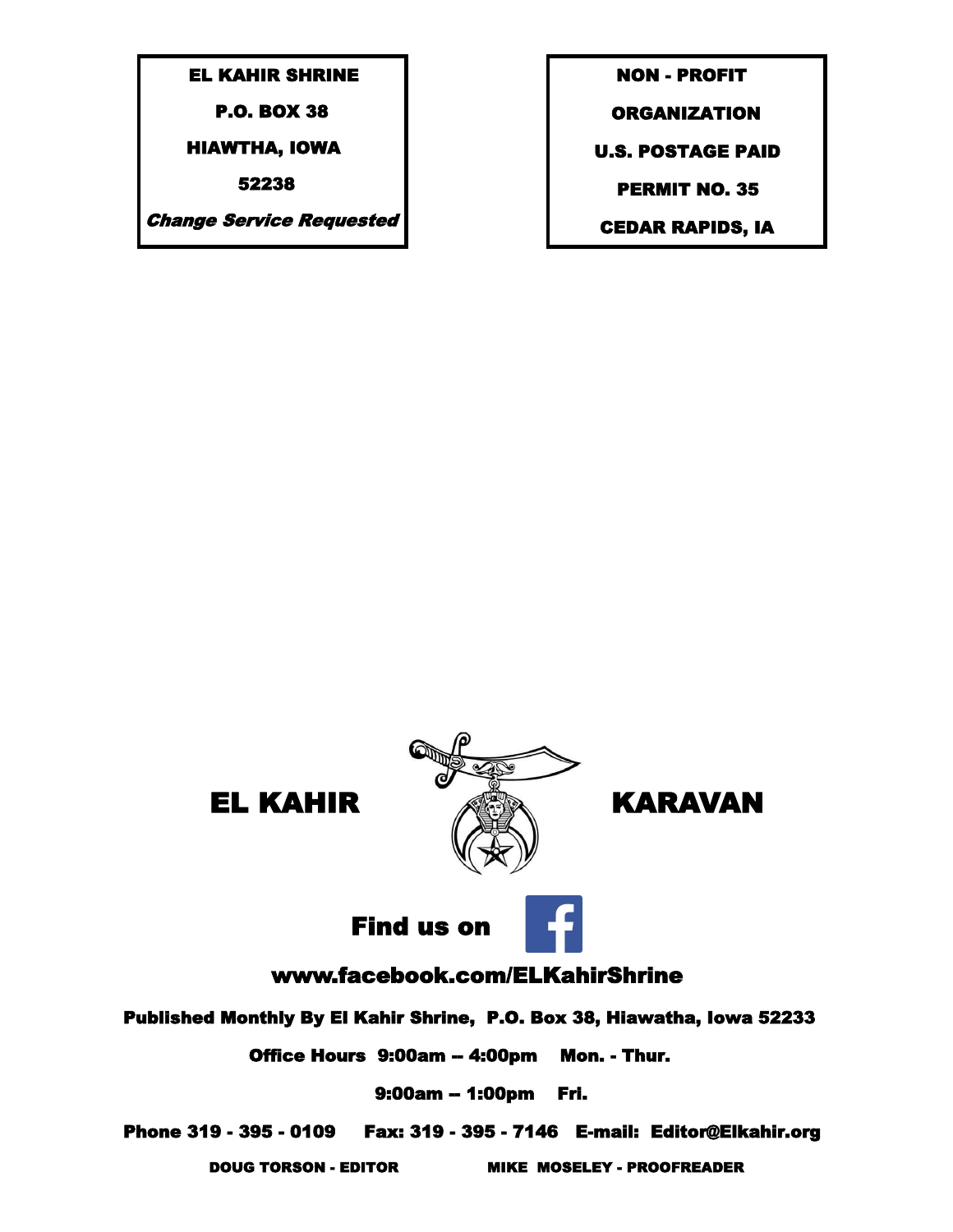**EL KAHIR SHRINE**

**P.O. BOX 38**

**HIAWTHA, IOWA**

**52238**

***Change Service Requested***

**NON - PROFIT**

**ORGANIZATION**

**U.S. POSTAGE PAID**

**PERMIT NO. 35**

**CEDAR RAPIDS, IA**

# EL KAHIR KARAVAN

**Find us on**

**www.facebook.com/ELKahirShrine**

**Published Monthly By El Kahir Shrine, P.O. Box 38, Hiawatha, Iowa 52233**

**Office Hours 9:00am -- 4:00pm Mon. - Thur.**

**9:00am -- 1:00pm Fri.**

**Phone 319 - 395 - 0109 Fax: 319 - 395 - 7146 E-mail: Editor@Elkahir.org**

**DOUG TORSON - EDITOR MIKE MOSELEY - PROOFREADER**